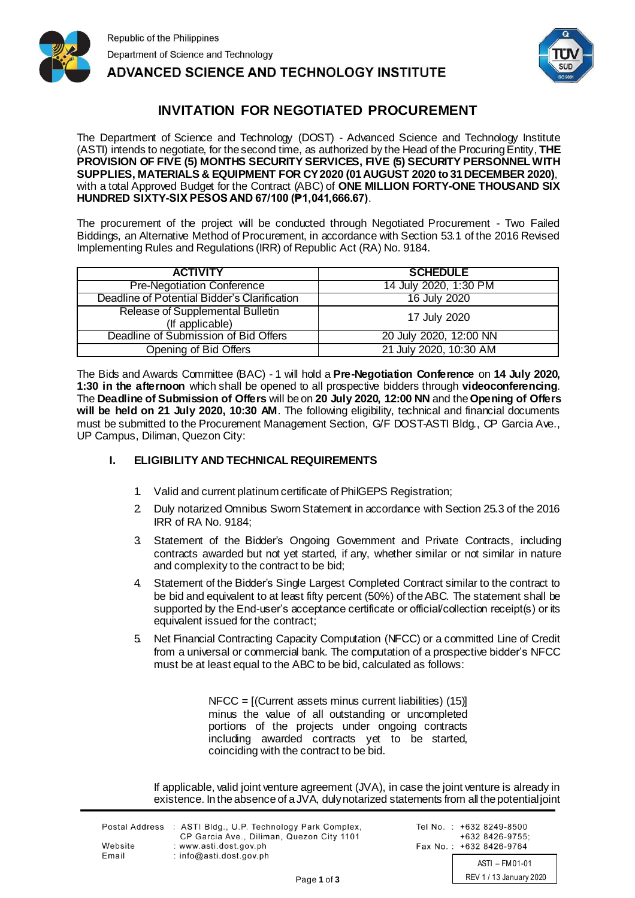Republic of the Philippines
Department of Science and Technology
**ADVANCED SCIENCE AND TECHNOLOGY INSTITUTE**

# INVITATION FOR NEGOTIATED PROCUREMENT

The Department of Science and Technology (DOST) - Advanced Science and Technology Institute (ASTI) intends to negotiate, for the second time, as authorized by the Head of the Procuring Entity, **THE PROVISION OF FIVE (5) MONTHS SECURITY SERVICES, FIVE (5) SECURITY PERSONNEL WITH SUPPLIES, MATERIALS & EQUIPMENT FOR CY 2020 (01 AUGUST 2020 to 31 DECEMBER 2020)**, with a total Approved Budget for the Contract (ABC) of **ONE MILLION FORTY-ONE THOUSAND SIX HUNDRED SIXTY-SIX PESOS AND 67/100 (₱1,041,666.67)**.

The procurement of the project will be conducted through Negotiated Procurement - Two Failed Biddings, an Alternative Method of Procurement, in accordance with Section 53.1 of the 2016 Revised Implementing Rules and Regulations (IRR) of Republic Act (RA) No. 9184.

| ACTIVITY | SCHEDULE |
|---|---|
| Pre-Negotiation Conference | 14 July 2020, 1:30 PM |
| Deadline of Potential Bidder's Clarification | 16 July 2020 |
| Release of Supplemental Bulletin (If applicable) | 17 July 2020 |
| Deadline of Submission of Bid Offers | 20 July 2020, 12:00 NN |
| Opening of Bid Offers | 21 July 2020, 10:30 AM |

The Bids and Awards Committee (BAC) - 1 will hold a **Pre-Negotiation Conference** on **14 July 2020, 1:30 in the afternoon** which shall be opened to all prospective bidders through **videoconferencing**. The **Deadline of Submission of Offers** will be on **20 July 2020, 12:00 NN** and the **Opening of Offers will be held on 21 July 2020, 10:30 AM**. The following eligibility, technical and financial documents must be submitted to the Procurement Management Section, G/F DOST-ASTI Bldg., CP Garcia Ave., UP Campus, Diliman, Quezon City:

## I. ELIGIBILITY AND TECHNICAL REQUIREMENTS

1. Valid and current platinum certificate of PhilGEPS Registration;
2. Duly notarized Omnibus Sworn Statement in accordance with Section 25.3 of the 2016 IRR of RA No. 9184;
3. Statement of the Bidder's Ongoing Government and Private Contracts, including contracts awarded but not yet started, if any, whether similar or not similar in nature and complexity to the contract to be bid;
4. Statement of the Bidder's Single Largest Completed Contract similar to the contract to be bid and equivalent to at least fifty percent (50%) of the ABC. The statement shall be supported by the End-user's acceptance certificate or official/collection receipt(s) or its equivalent issued for the contract;
5. Net Financial Contracting Capacity Computation (NFCC) or a committed Line of Credit from a universal or commercial bank. The computation of a prospective bidder's NFCC must be at least equal to the ABC to be bid, calculated as follows:

   NFCC = [(Current assets minus current liabilities) (15)] minus the value of all outstanding or uncompleted portions of the projects under ongoing contracts including awarded contracts yet to be started, coinciding with the contract to be bid.

   If applicable, valid joint venture agreement (JVA), in case the joint venture is already in existence. In the absence of a JVA, duly notarized statements from all the potential joint

Postal Address : ASTI Bldg., U.P. Technology Park Complex, CP Garcia Ave., Diliman, Quezon City 1101
Website : www.asti.dost.gov.ph
Email : info@asti.dost.gov.ph
Tel No. : +632 8249-8500 +632 8426-9755;
Fax No. : +632 8426-9764

ASTI – FM01-01
REV 1 / 13 January 2020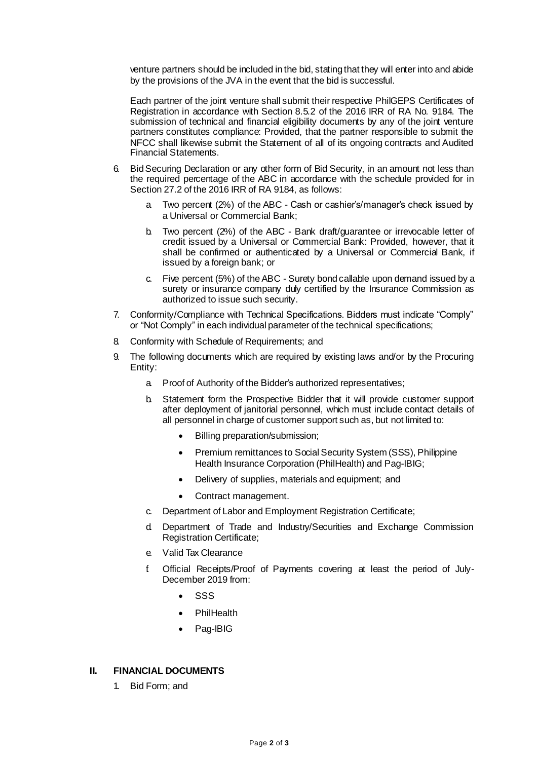venture partners should be included in the bid, stating that they will enter into and abide by the provisions of the JVA in the event that the bid is successful.

Each partner of the joint venture shall submit their respective PhilGEPS Certificates of Registration in accordance with Section 8.5.2 of the 2016 IRR of RA No. 9184. The submission of technical and financial eligibility documents by any of the joint venture partners constitutes compliance: Provided, that the partner responsible to submit the NFCC shall likewise submit the Statement of all of its ongoing contracts and Audited Financial Statements.

6. Bid Securing Declaration or any other form of Bid Security, in an amount not less than the required percentage of the ABC in accordance with the schedule provided for in Section 27.2 of the 2016 IRR of RA 9184, as follows:

   a. Two percent (2%) of the ABC - Cash or cashier's/manager's check issued by a Universal or Commercial Bank;

   b. Two percent (2%) of the ABC - Bank draft/guarantee or irrevocable letter of credit issued by a Universal or Commercial Bank: Provided, however, that it shall be confirmed or authenticated by a Universal or Commercial Bank, if issued by a foreign bank; or

   c. Five percent (5%) of the ABC - Surety bond callable upon demand issued by a surety or insurance company duly certified by the Insurance Commission as authorized to issue such security.

7. Conformity/Compliance with Technical Specifications. Bidders must indicate "Comply" or "Not Comply" in each individual parameter of the technical specifications;

8. Conformity with Schedule of Requirements; and

9. The following documents which are required by existing laws and/or by the Procuring Entity:

   a. Proof of Authority of the Bidder's authorized representatives;

   b. Statement form the Prospective Bidder that it will provide customer support after deployment of janitorial personnel, which must include contact details of all personnel in charge of customer support such as, but not limited to:

      - Billing preparation/submission;
      - Premium remittances to Social Security System (SSS), Philippine Health Insurance Corporation (PhilHealth) and Pag-IBIG;
      - Delivery of supplies, materials and equipment; and
      - Contract management.

   c. Department of Labor and Employment Registration Certificate;

   d. Department of Trade and Industry/Securities and Exchange Commission Registration Certificate;

   e. Valid Tax Clearance

   f. Official Receipts/Proof of Payments covering at least the period of July-December 2019 from:

      - SSS
      - PhilHealth
      - Pag-IBIG

## II. FINANCIAL DOCUMENTS

1. Bid Form; and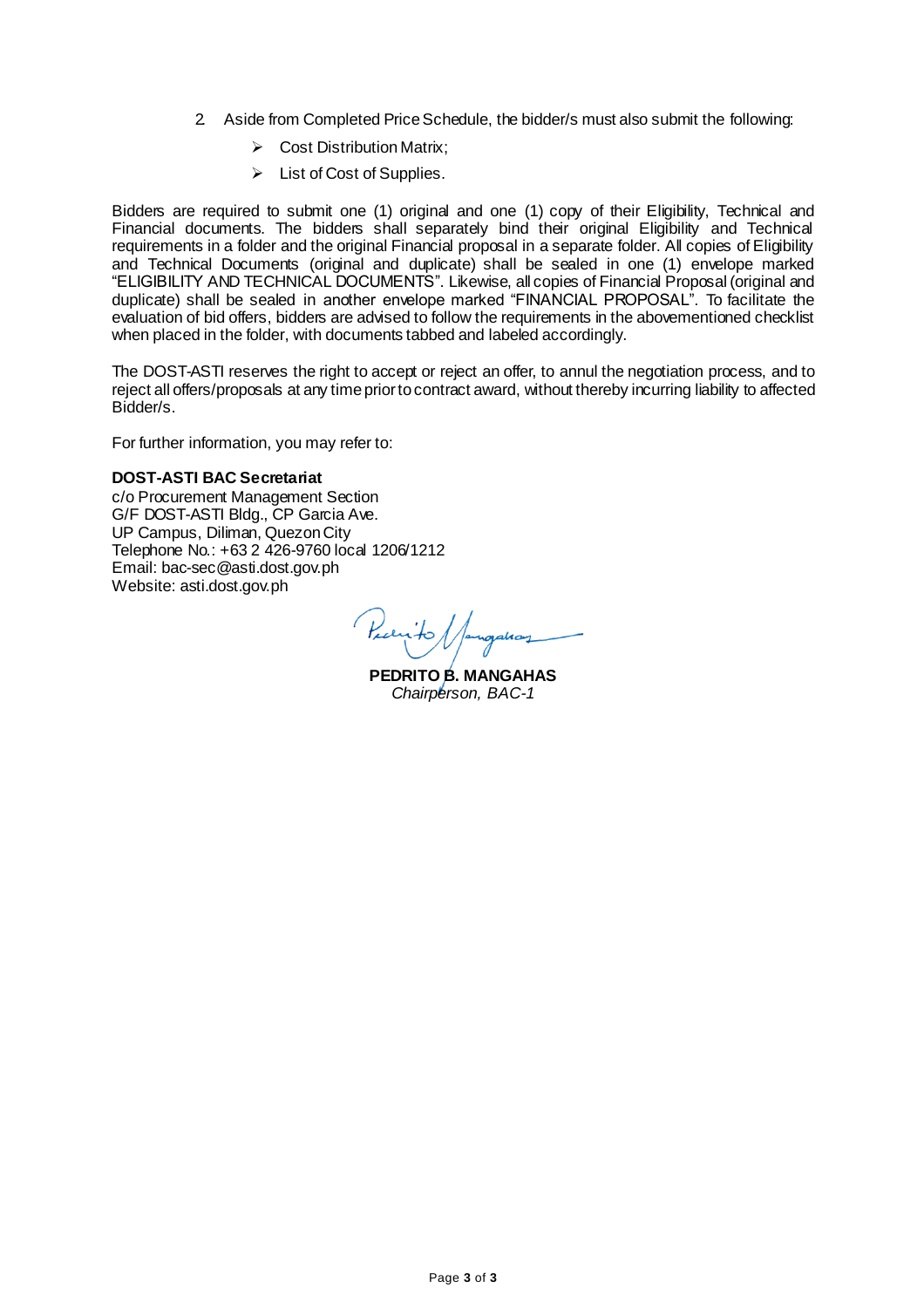2. Aside from Completed Price Schedule, the bidder/s must also submit the following:
   - Cost Distribution Matrix;
   - List of Cost of Supplies.

Bidders are required to submit one (1) original and one (1) copy of their Eligibility, Technical and Financial documents. The bidders shall separately bind their original Eligibility and Technical requirements in a folder and the original Financial proposal in a separate folder. All copies of Eligibility and Technical Documents (original and duplicate) shall be sealed in one (1) envelope marked "ELIGIBILITY AND TECHNICAL DOCUMENTS". Likewise, all copies of Financial Proposal (original and duplicate) shall be sealed in another envelope marked "FINANCIAL PROPOSAL". To facilitate the evaluation of bid offers, bidders are advised to follow the requirements in the abovementioned checklist when placed in the folder, with documents tabbed and labeled accordingly.

The DOST-ASTI reserves the right to accept or reject an offer, to annul the negotiation process, and to reject all offers/proposals at any time prior to contract award, without thereby incurring liability to affected Bidder/s.

For further information, you may refer to:

**DOST-ASTI BAC Secretariat**
c/o Procurement Management Section
G/F DOST-ASTI Bldg., CP Garcia Ave.
UP Campus, Diliman, Quezon City
Telephone No.: +63 2 426-9760 local 1206/1212
Email: bac-sec@asti.dost.gov.ph
Website: asti.dost.gov.ph

**PEDRITO B. MANGAHAS**
*Chairperson, BAC-1*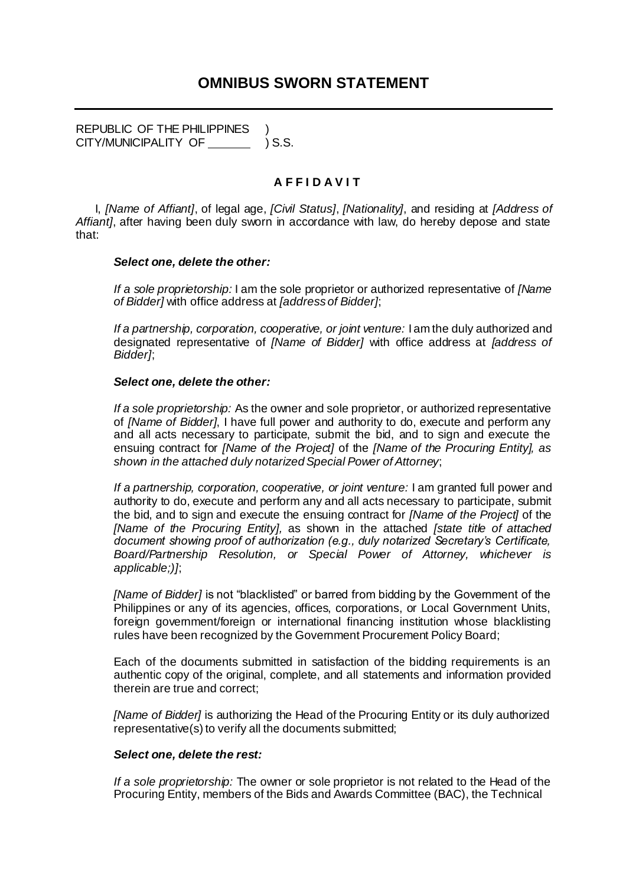# OMNIBUS SWORN STATEMENT

---

REPUBLIC OF THE PHILIPPINES )
CITY/MUNICIPALITY OF \_\_\_\_\_\_\_ ) S.S.

**A F F I D A V I T**

I, *[Name of Affiant]*, of legal age, *[Civil Status]*, *[Nationality]*, and residing at *[Address of Affiant]*, after having been duly sworn in accordance with law, do hereby depose and state that:

***Select one, delete the other:***

*If a sole proprietorship:* I am the sole proprietor or authorized representative of *[Name of Bidder]* with office address at *[address of Bidder]*;

*If a partnership, corporation, cooperative, or joint venture:* I am the duly authorized and designated representative of *[Name of Bidder]* with office address at *[address of Bidder]*;

***Select one, delete the other:***

*If a sole proprietorship:* As the owner and sole proprietor, or authorized representative of *[Name of Bidder]*, I have full power and authority to do, execute and perform any and all acts necessary to participate, submit the bid, and to sign and execute the ensuing contract for *[Name of the Project]* of the *[Name of the Procuring Entity], as shown in the attached duly notarized Special Power of Attorney*;

*If a partnership, corporation, cooperative, or joint venture:* I am granted full power and authority to do, execute and perform any and all acts necessary to participate, submit the bid, and to sign and execute the ensuing contract for *[Name of the Project]* of the *[Name of the Procuring Entity],* as shown in the attached *[state title of attached document showing proof of authorization (e.g., duly notarized Secretary's Certificate, Board/Partnership Resolution, or Special Power of Attorney, whichever is applicable;)]*;

*[Name of Bidder]* is not "blacklisted" or barred from bidding by the Government of the Philippines or any of its agencies, offices, corporations, or Local Government Units, foreign government/foreign or international financing institution whose blacklisting rules have been recognized by the Government Procurement Policy Board;

Each of the documents submitted in satisfaction of the bidding requirements is an authentic copy of the original, complete, and all statements and information provided therein are true and correct;

*[Name of Bidder]* is authorizing the Head of the Procuring Entity or its duly authorized representative(s) to verify all the documents submitted;

***Select one, delete the rest:***

*If a sole proprietorship:* The owner or sole proprietor is not related to the Head of the Procuring Entity, members of the Bids and Awards Committee (BAC), the Technical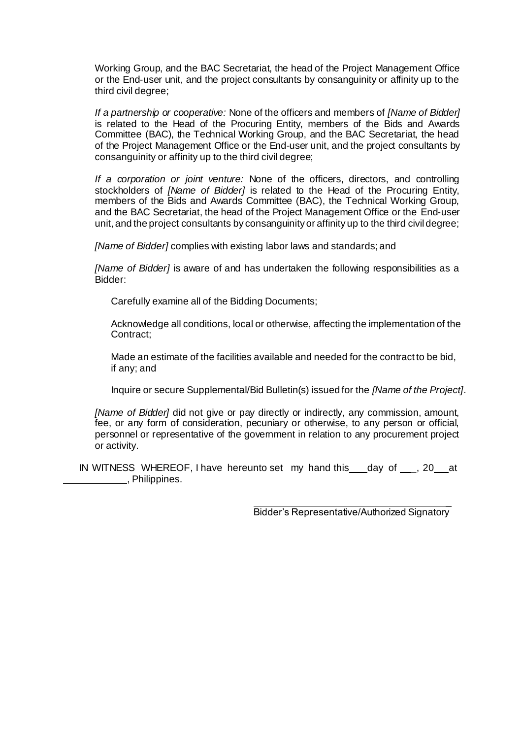Working Group, and the BAC Secretariat, the head of the Project Management Office or the End-user unit, and the project consultants by consanguinity or affinity up to the third civil degree;

*If a partnership or cooperative:* None of the officers and members of *[Name of Bidder]* is related to the Head of the Procuring Entity, members of the Bids and Awards Committee (BAC), the Technical Working Group, and the BAC Secretariat, the head of the Project Management Office or the End-user unit, and the project consultants by consanguinity or affinity up to the third civil degree;

*If a corporation or joint venture:* None of the officers, directors, and controlling stockholders of *[Name of Bidder]* is related to the Head of the Procuring Entity, members of the Bids and Awards Committee (BAC), the Technical Working Group, and the BAC Secretariat, the head of the Project Management Office or the End-user unit, and the project consultants by consanguinity or affinity up to the third civil degree;

*[Name of Bidder]* complies with existing labor laws and standards; and

*[Name of Bidder]* is aware of and has undertaken the following responsibilities as a Bidder:

Carefully examine all of the Bidding Documents;

Acknowledge all conditions, local or otherwise, affecting the implementation of the Contract;

Made an estimate of the facilities available and needed for the contract to be bid, if any; and

Inquire or secure Supplemental/Bid Bulletin(s) issued for the *[Name of the Project]*.

*[Name of Bidder]* did not give or pay directly or indirectly, any commission, amount, fee, or any form of consideration, pecuniary or otherwise, to any person or official, personnel or representative of the government in relation to any procurement project or activity.

IN WITNESS WHEREOF, I have hereunto set my hand this ___ day of ___, 20___ at ____________, Philippines.

_________________________________

Bidder's Representative/Authorized Signatory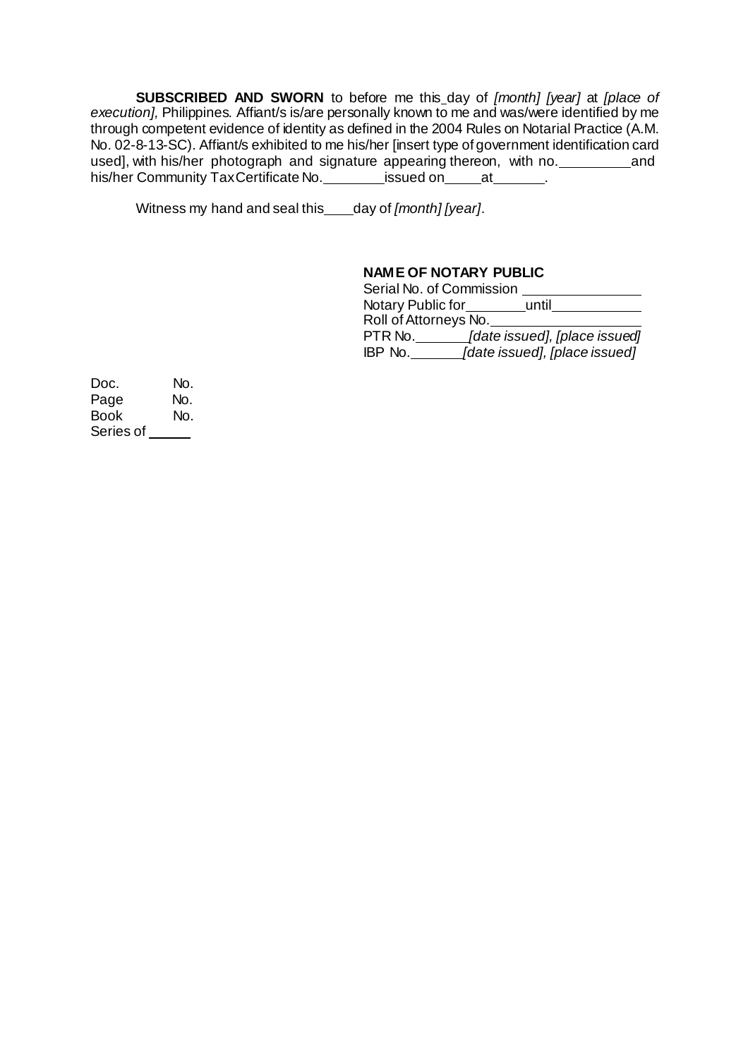**SUBSCRIBED AND SWORN** to before me this_day of *[month] [year]* at *[place of execution]*, Philippines. Affiant/s is/are personally known to me and was/were identified by me through competent evidence of identity as defined in the 2004 Rules on Notarial Practice (A.M. No. 02-8-13-SC). Affiant/s exhibited to me his/her [insert type of government identification card used], with his/her photograph and signature appearing thereon, with no.__________and his/her Community Tax Certificate No.________issued on_____at_______.

Witness my hand and seal this____day of *[month] [year]*.

**NAME OF NOTARY PUBLIC**
Serial No. of Commission _______________
Notary Public for________until___________
Roll of Attorneys No.___________________
PTR No._______*[date issued], [place issued]*
IBP No._______*[date issued], [place issued]*

Doc. No.
Page No.
Book No.
Series of ______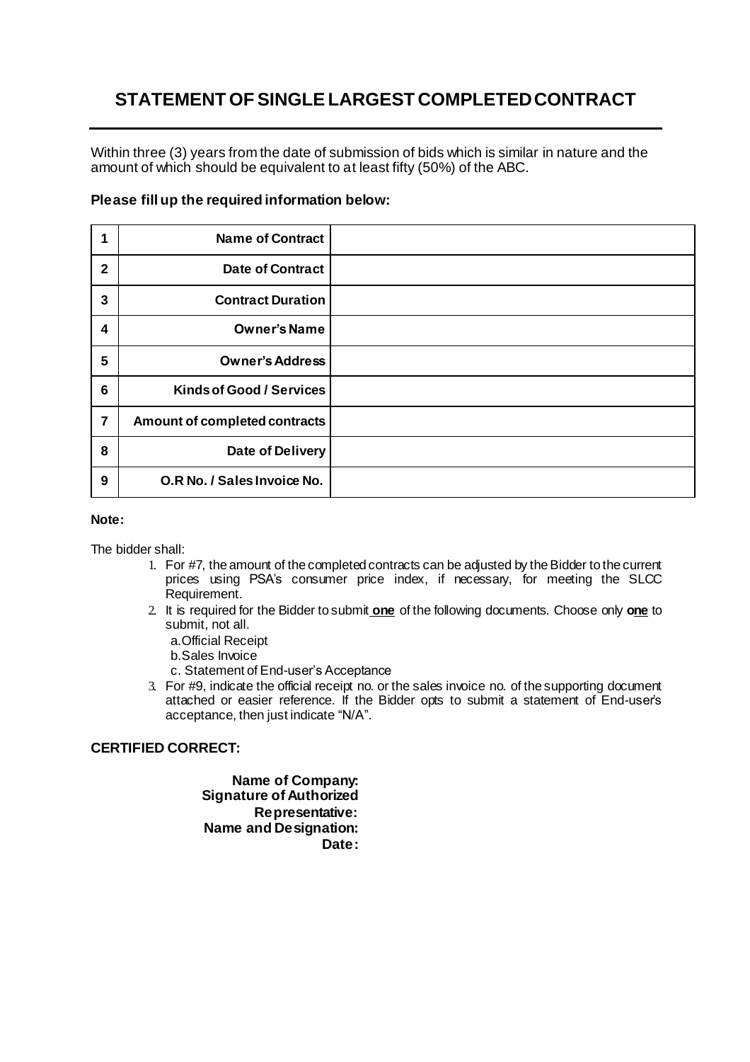# STATEMENT OF SINGLE LARGEST COMPLETED CONTRACT

Within three (3) years from the date of submission of bids which is similar in nature and the amount of which should be equivalent to at least fifty (50%) of the ABC.

**Please fill up the required information below:**

| | | |
|---|---|---|
| 1 | **Name of Contract** | |
| 2 | **Date of Contract** | |
| 3 | **Contract Duration** | |
| 4 | **Owner's Name** | |
| 5 | **Owner's Address** | |
| 6 | **Kinds of Good / Services** | |
| 7 | **Amount of completed contracts** | |
| 8 | **Date of Delivery** | |
| 9 | **O.R No. / Sales Invoice No.** | |

**Note:**

The bidder shall:

1. For #7, the amount of the completed contracts can be adjusted by the Bidder to the current prices using PSA's consumer price index, if necessary, for meeting the SLCC Requirement.
2. It is required for the Bidder to submit **one** of the following documents. Choose only **one** to submit, not all.
   a. Official Receipt
   b. Sales Invoice
   c. Statement of End-user's Acceptance
3. For #9, indicate the official receipt no. or the sales invoice no. of the supporting document attached or easier reference. If the Bidder opts to submit a statement of End-user's acceptance, then just indicate "N/A".

**CERTIFIED CORRECT:**

**Name of Company:**
**Signature of Authorized Representative:**
**Name and Designation:**
**Date:**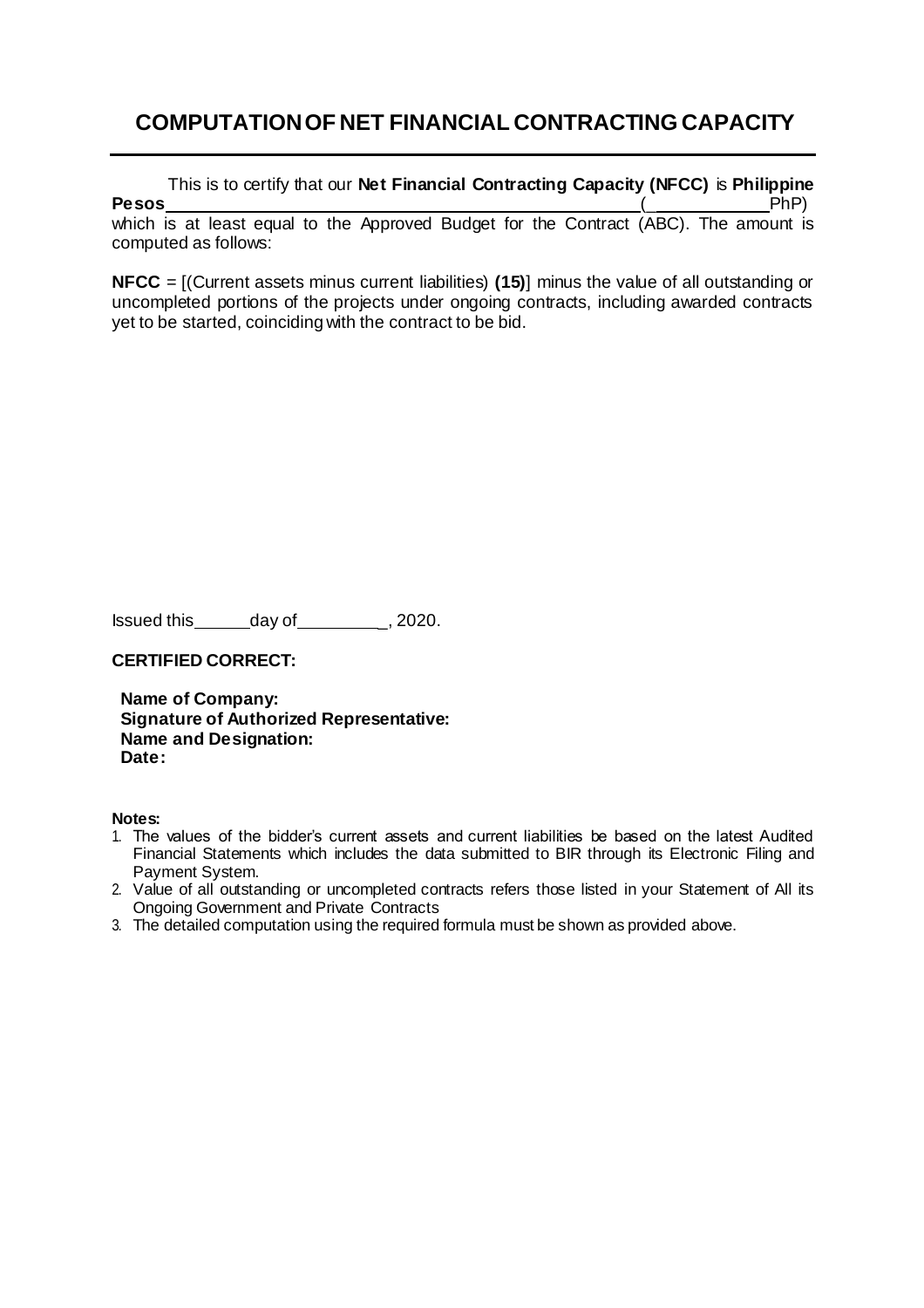# COMPUTATION OF NET FINANCIAL CONTRACTING CAPACITY

This is to certify that our **Net Financial Contracting Capacity (NFCC)** is **Philippine Pesos** ______________________________________________ (_____________PhP) which is at least equal to the Approved Budget for the Contract (ABC). The amount is computed as follows:

**NFCC** = [(Current assets minus current liabilities) **(15)**] minus the value of all outstanding or uncompleted portions of the projects under ongoing contracts, including awarded contracts yet to be started, coinciding with the contract to be bid.

Issued this ______day of_________, 2020.

**CERTIFIED CORRECT:**

**Name of Company:**
**Signature of Authorized Representative:**
**Name and Designation:**
**Date:**

**Notes:**

1. The values of the bidder's current assets and current liabilities be based on the latest Audited Financial Statements which includes the data submitted to BIR through its Electronic Filing and Payment System.
2. Value of all outstanding or uncompleted contracts refers those listed in your Statement of All its Ongoing Government and Private Contracts
3. The detailed computation using the required formula must be shown as provided above.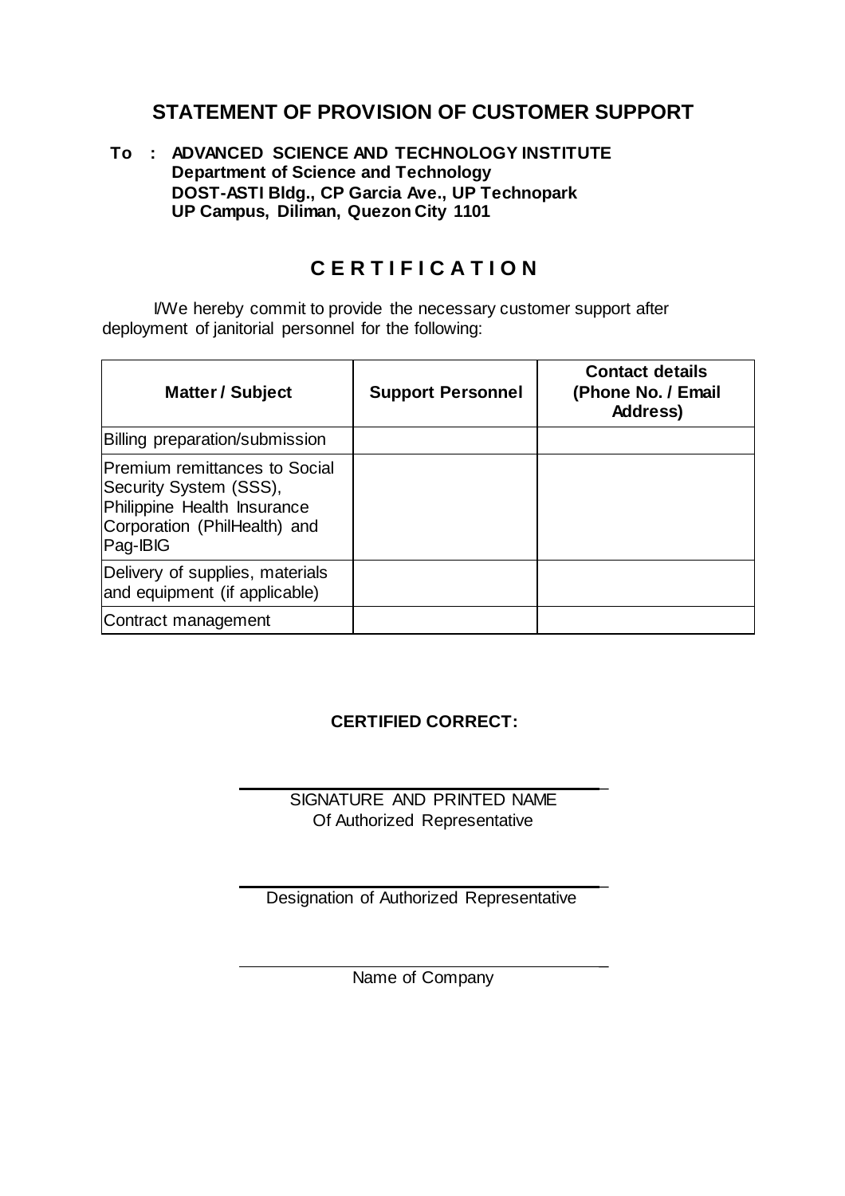## STATEMENT OF PROVISION OF CUSTOMER SUPPORT

**To : ADVANCED SCIENCE AND TECHNOLOGY INSTITUTE**
**Department of Science and Technology**
**DOST-ASTI Bldg., CP Garcia Ave., UP Technopark**
**UP Campus, Diliman, Quezon City 1101**

## C E R T I F I C A T I O N

I/We hereby commit to provide the necessary customer support after deployment of janitorial personnel for the following:

| Matter / Subject | Support Personnel | Contact details (Phone No. / Email Address) |
|---|---|---|
| Billing preparation/submission | | |
| Premium remittances to Social Security System (SSS), Philippine Health Insurance Corporation (PhilHealth) and Pag-IBIG | | |
| Delivery of supplies, materials and equipment (if applicable) | | |
| Contract management | | |

**CERTIFIED CORRECT:**

\_\_\_\_\_\_\_\_\_\_\_\_\_\_\_\_\_\_\_\_\_\_\_\_\_\_\_\_\_\_\_\_\_\_\_\_\_\_\_\_\_
SIGNATURE AND PRINTED NAME
Of Authorized Representative

\_\_\_\_\_\_\_\_\_\_\_\_\_\_\_\_\_\_\_\_\_\_\_\_\_\_\_\_\_\_\_\_\_\_\_\_\_\_\_\_\_
Designation of Authorized Representative

\_\_\_\_\_\_\_\_\_\_\_\_\_\_\_\_\_\_\_\_\_\_\_\_\_\_\_\_\_\_\_\_\_\_\_\_\_\_\_\_\_
Name of Company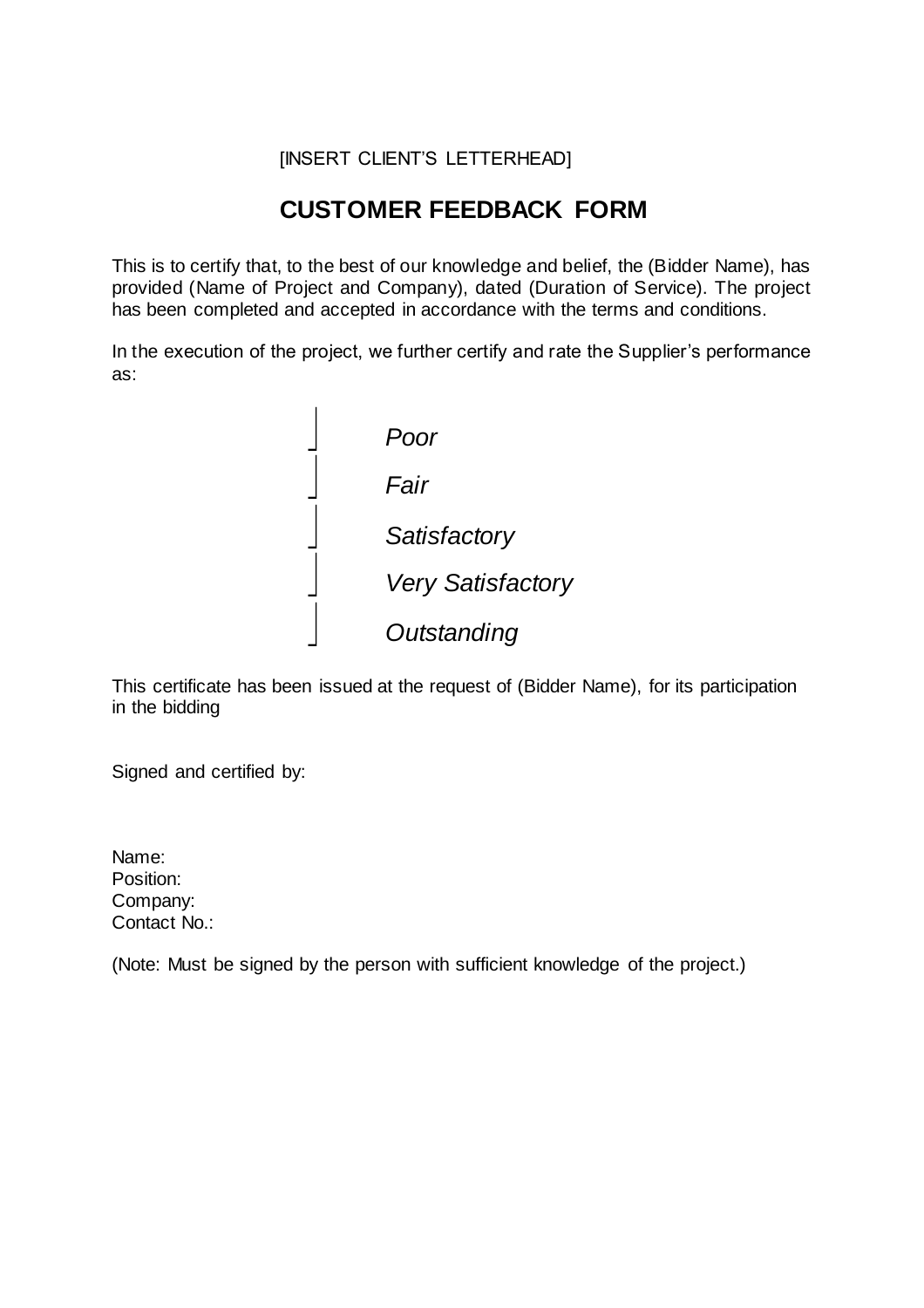[INSERT CLIENT'S LETTERHEAD]

# CUSTOMER FEEDBACK FORM

This is to certify that, to the best of our knowledge and belief, the (Bidder Name), has provided (Name of Project and Company), dated (Duration of Service). The project has been completed and accepted in accordance with the terms and conditions.

In the execution of the project, we further certify and rate the Supplier's performance as:

- [ ] *Poor*
- [ ] *Fair*
- [ ] *Satisfactory*
- [ ] *Very Satisfactory*
- [ ] *Outstanding*

This certificate has been issued at the request of (Bidder Name), for its participation in the bidding

Signed and certified by:

Name:
Position:
Company:
Contact No.:

(Note: Must be signed by the person with sufficient knowledge of the project.)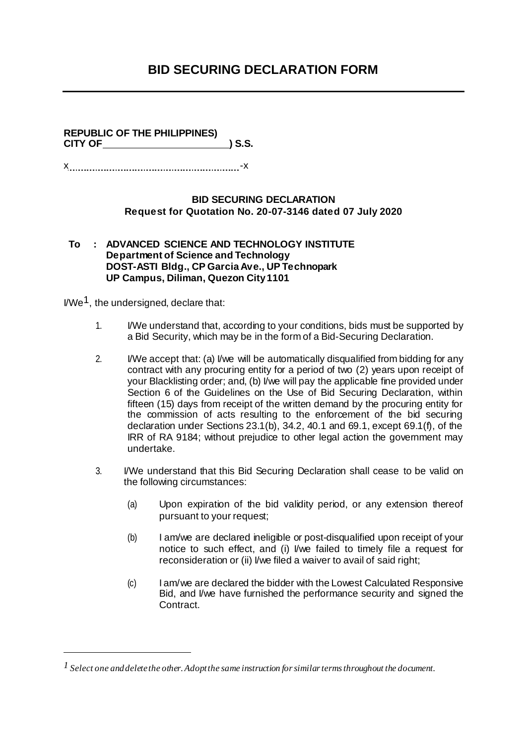# BID SECURING DECLARATION FORM

---

**REPUBLIC OF THE PHILIPPINES)**
**CITY OF ______________________) S.S.**

x.............................................................-x

**BID SECURING DECLARATION**
**Request for Quotation No. 20-07-3146 dated 07 July 2020**

**To : ADVANCED SCIENCE AND TECHNOLOGY INSTITUTE**
**Department of Science and Technology**
**DOST-ASTI Bldg., CP Garcia Ave., UP Technopark**
**UP Campus, Diliman, Quezon City 1101**

I/We[1], the undersigned, declare that:

1. I/We understand that, according to your conditions, bids must be supported by a Bid Security, which may be in the form of a Bid-Securing Declaration.

2. I/We accept that: (a) I/we will be automatically disqualified from bidding for any contract with any procuring entity for a period of two (2) years upon receipt of your Blacklisting order; and, (b) I/we will pay the applicable fine provided under Section 6 of the Guidelines on the Use of Bid Securing Declaration, within fifteen (15) days from receipt of the written demand by the procuring entity for the commission of acts resulting to the enforcement of the bid securing declaration under Sections 23.1(b), 34.2, 40.1 and 69.1, except 69.1(f), of the IRR of RA 9184; without prejudice to other legal action the government may undertake.

3. I/We understand that this Bid Securing Declaration shall cease to be valid on the following circumstances:

   (a) Upon expiration of the bid validity period, or any extension thereof pursuant to your request;

   (b) I am/we are declared ineligible or post-disqualified upon receipt of your notice to such effect, and (i) I/we failed to timely file a request for reconsideration or (ii) I/we filed a waiver to avail of said right;

   (c) I am/we are declared the bidder with the Lowest Calculated Responsive Bid, and I/we have furnished the performance security and signed the Contract.

---

[1] *Select one and delete the other. Adopt the same instruction for similar terms throughout the document.*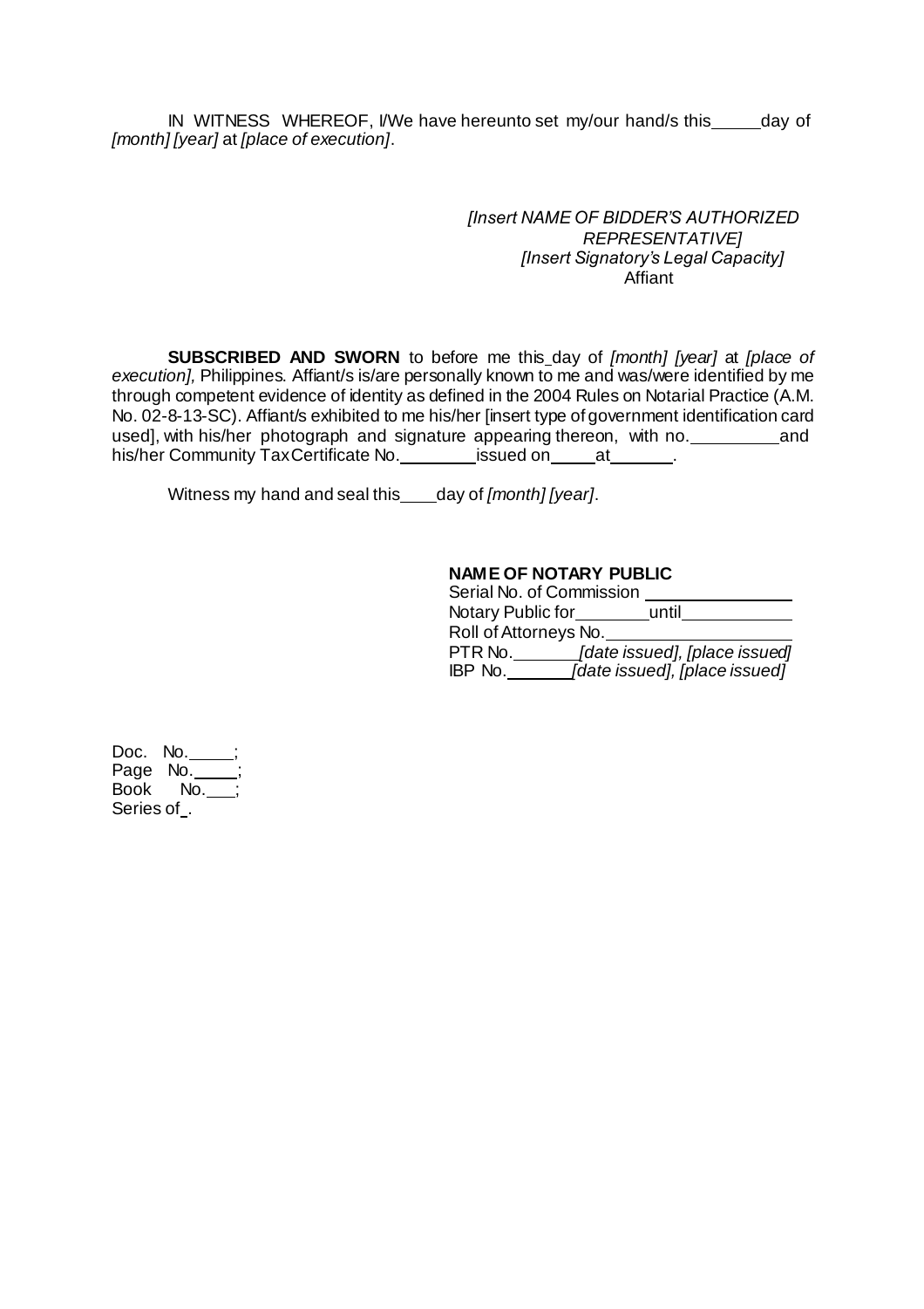IN WITNESS WHEREOF, I/We have hereunto set my/our hand/s this_____day of *[month] [year]* at *[place of execution]*.

*[Insert NAME OF BIDDER'S AUTHORIZED REPRESENTATIVE]*
*[Insert Signatory's Legal Capacity]*
Affiant

**SUBSCRIBED AND SWORN** to before me this_day of *[month] [year]* at *[place of execution],* Philippines. Affiant/s is/are personally known to me and was/were identified by me through competent evidence of identity as defined in the 2004 Rules on Notarial Practice (A.M. No. 02-8-13-SC). Affiant/s exhibited to me his/her [insert type of government identification card used], with his/her photograph and signature appearing thereon, with no.__________and his/her Community Tax Certificate No.________issued on_____at_______.

Witness my hand and seal this____day of *[month] [year]*.

**NAME OF NOTARY PUBLIC**
Serial No. of Commission ________________
Notary Public for________until___________
Roll of Attorneys No.___________________
PTR No._______*[date issued], [place issued]*
IBP No._______*[date issued], [place issued]*

Doc. No._____;
Page No._____;
Book No.___;
Series of_.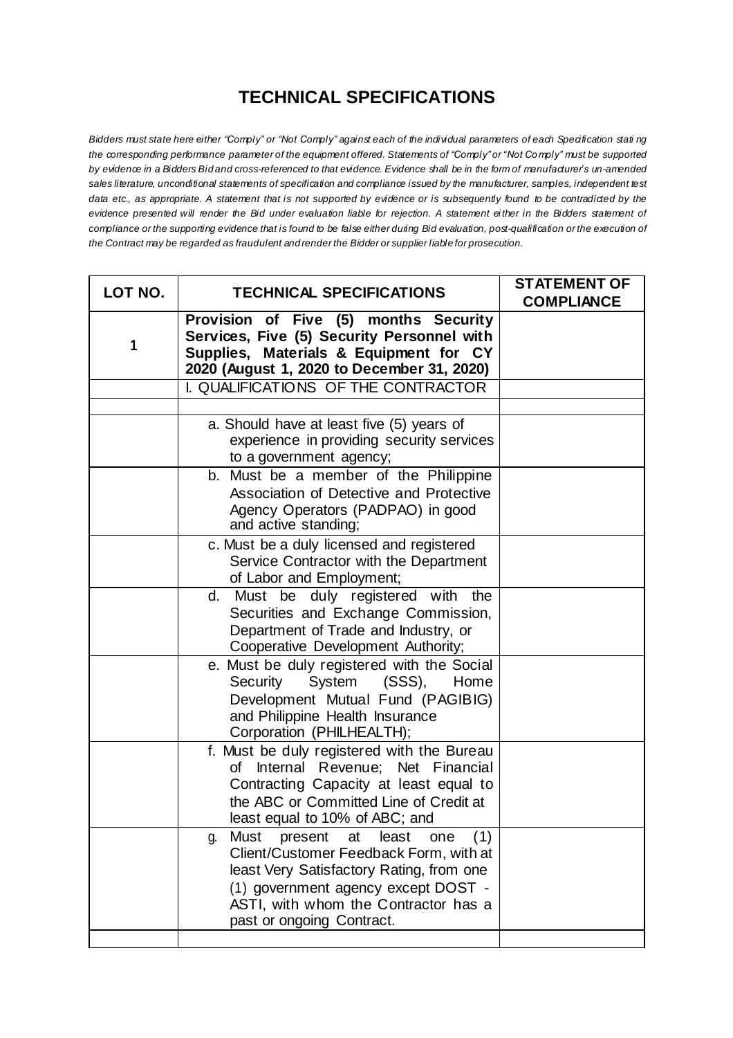# TECHNICAL SPECIFICATIONS

*Bidders must state here either "Comply" or "Not Comply" against each of the individual parameters of each Specification stating the corresponding performance parameter of the equipment offered. Statements of "Comply" or "Not Comply" must be supported by evidence in a Bidders Bid and cross-referenced to that evidence. Evidence shall be in the form of manufacturer's un-amended sales literature, unconditional statements of specification and compliance issued by the manufacturer, samples, independent test data etc., as appropriate. A statement that is not supported by evidence or is subsequently found to be contradicted by the evidence presented will render the Bid under evaluation liable for rejection. A statement either in the Bidders statement of compliance or the supporting evidence that is found to be false either during Bid evaluation, post-qualification or the execution of the Contract may be regarded as fraudulent and render the Bidder or supplier liable for prosecution.*

| LOT NO. | TECHNICAL SPECIFICATIONS | STATEMENT OF COMPLIANCE |
|---|---|---|
| 1 | **Provision of Five (5) months Security Services, Five (5) Security Personnel with Supplies, Materials & Equipment for CY 2020 (August 1, 2020 to December 31, 2020)** | |
| | I. QUALIFICATIONS OF THE CONTRACTOR | |
| | | |
| | a. Should have at least five (5) years of experience in providing security services to a government agency; | |
| | b. Must be a member of the Philippine Association of Detective and Protective Agency Operators (PADPAO) in good and active standing; | |
| | c. Must be a duly licensed and registered Service Contractor with the Department of Labor and Employment; | |
| | d. Must be duly registered with the Securities and Exchange Commission, Department of Trade and Industry, or Cooperative Development Authority; | |
| | e. Must be duly registered with the Social Security System (SSS), Home Development Mutual Fund (PAGIBIG) and Philippine Health Insurance Corporation (PHILHEALTH); | |
| | f. Must be duly registered with the Bureau of Internal Revenue; Net Financial Contracting Capacity at least equal to the ABC or Committed Line of Credit at least equal to 10% of ABC; and | |
| | g. Must present at least one (1) Client/Customer Feedback Form, with at least Very Satisfactory Rating, from one (1) government agency except DOST - ASTI, with whom the Contractor has a past or ongoing Contract. | |
| | | |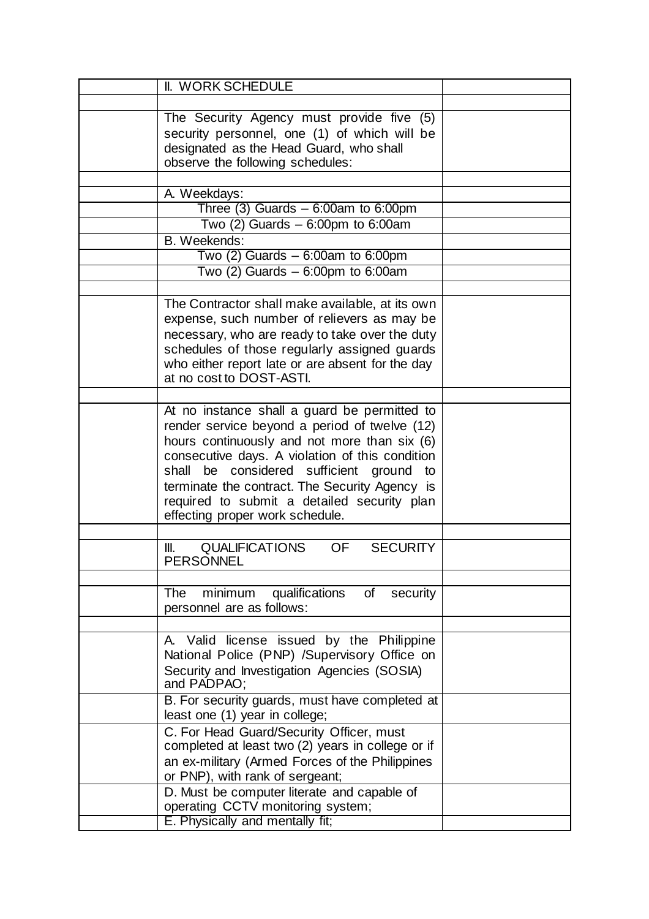| | II. WORK SCHEDULE | |
|---|---|---|
| | | |
| | The Security Agency must provide five (5) security personnel, one (1) of which will be designated as the Head Guard, who shall observe the following schedules: | |
| | | |
| | A. Weekdays: | |
| | Three (3) Guards – 6:00am to 6:00pm | |
| | Two (2) Guards – 6:00pm to 6:00am | |
| | B. Weekends: | |
| | Two (2) Guards – 6:00am to 6:00pm | |
| | Two (2) Guards – 6:00pm to 6:00am | |
| | | |
| | The Contractor shall make available, at its own expense, such number of relievers as may be necessary, who are ready to take over the duty schedules of those regularly assigned guards who either report late or are absent for the day at no cost to DOST-ASTI. | |
| | | |
| | At no instance shall a guard be permitted to render service beyond a period of twelve (12) hours continuously and not more than six (6) consecutive days. A violation of this condition shall be considered sufficient ground to terminate the contract. The Security Agency is required to submit a detailed security plan effecting proper work schedule. | |
| | | |
| | III. QUALIFICATIONS OF SECURITY PERSONNEL | |
| | | |
| | The minimum qualifications of security personnel are as follows: | |
| | | |
| | A. Valid license issued by the Philippine National Police (PNP) /Supervisory Office on Security and Investigation Agencies (SOSIA) and PADPAO; | |
| | B. For security guards, must have completed at least one (1) year in college; | |
| | C. For Head Guard/Security Officer, must completed at least two (2) years in college or if an ex-military (Armed Forces of the Philippines or PNP), with rank of sergeant; | |
| | D. Must be computer literate and capable of operating CCTV monitoring system; | |
| | E. Physically and mentally fit; | |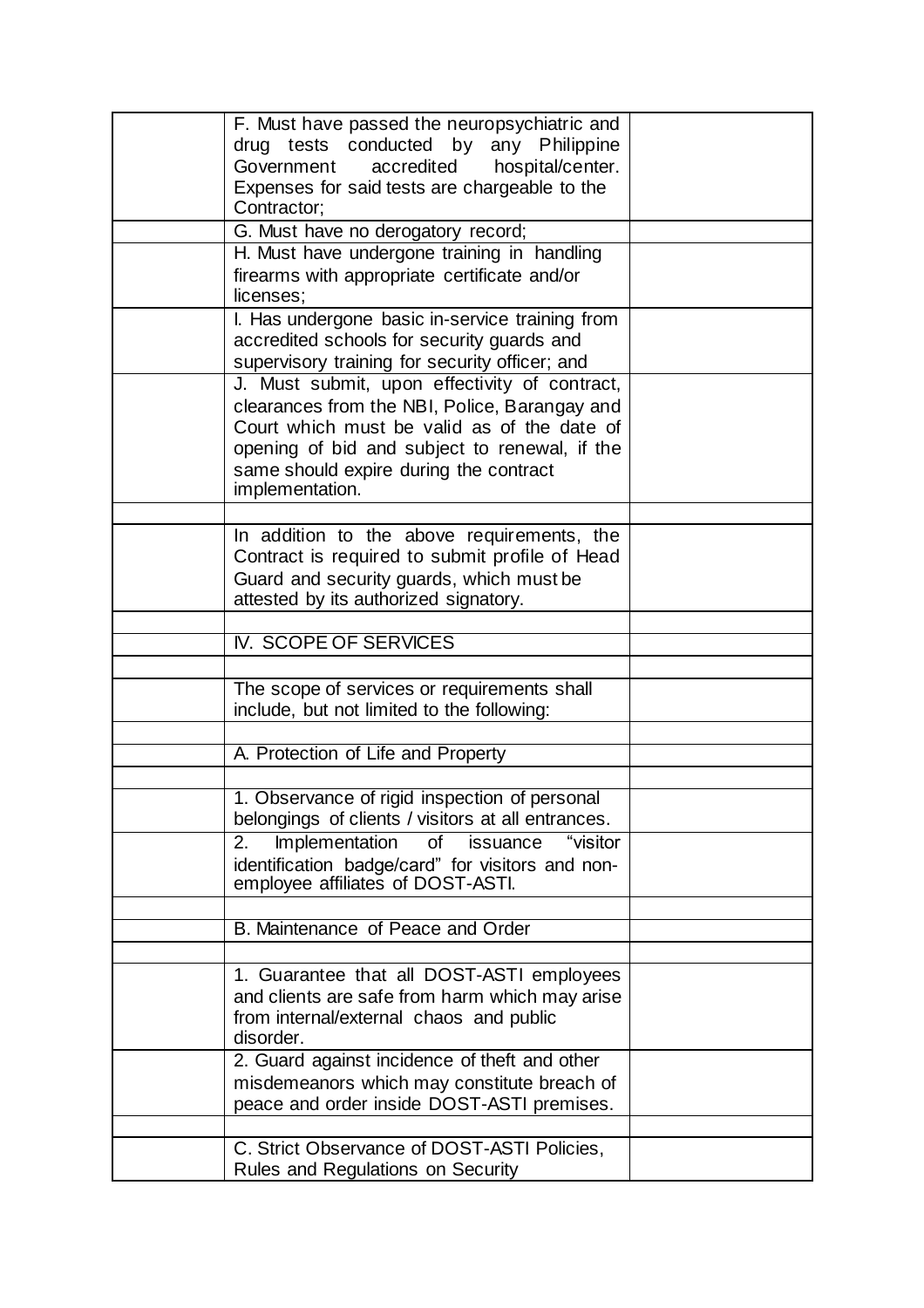| | | |
|---|---|---|
| | F. Must have passed the neuropsychiatric and drug tests conducted by any Philippine Government accredited hospital/center. Expenses for said tests are chargeable to the Contractor; | |
| | G. Must have no derogatory record; | |
| | H. Must have undergone training in handling firearms with appropriate certificate and/or licenses; | |
| | I. Has undergone basic in-service training from accredited schools for security guards and supervisory training for security officer; and | |
| | J. Must submit, upon effectivity of contract, clearances from the NBI, Police, Barangay and Court which must be valid as of the date of opening of bid and subject to renewal, if the same should expire during the contract implementation. | |
| | | |
| | In addition to the above requirements, the Contract is required to submit profile of Head Guard and security guards, which must be attested by its authorized signatory. | |
| | | |
| | IV. SCOPE OF SERVICES | |
| | | |
| | The scope of services or requirements shall include, but not limited to the following: | |
| | | |
| | A. Protection of Life and Property | |
| | | |
| | 1. Observance of rigid inspection of personal belongings of clients / visitors at all entrances. | |
| | 2. Implementation of issuance "visitor identification badge/card" for visitors and non-employee affiliates of DOST-ASTI. | |
| | | |
| | B. Maintenance of Peace and Order | |
| | | |
| | 1. Guarantee that all DOST-ASTI employees and clients are safe from harm which may arise from internal/external chaos and public disorder. | |
| | 2. Guard against incidence of theft and other misdemeanors which may constitute breach of peace and order inside DOST-ASTI premises. | |
| | | |
| | C. Strict Observance of DOST-ASTI Policies, Rules and Regulations on Security | |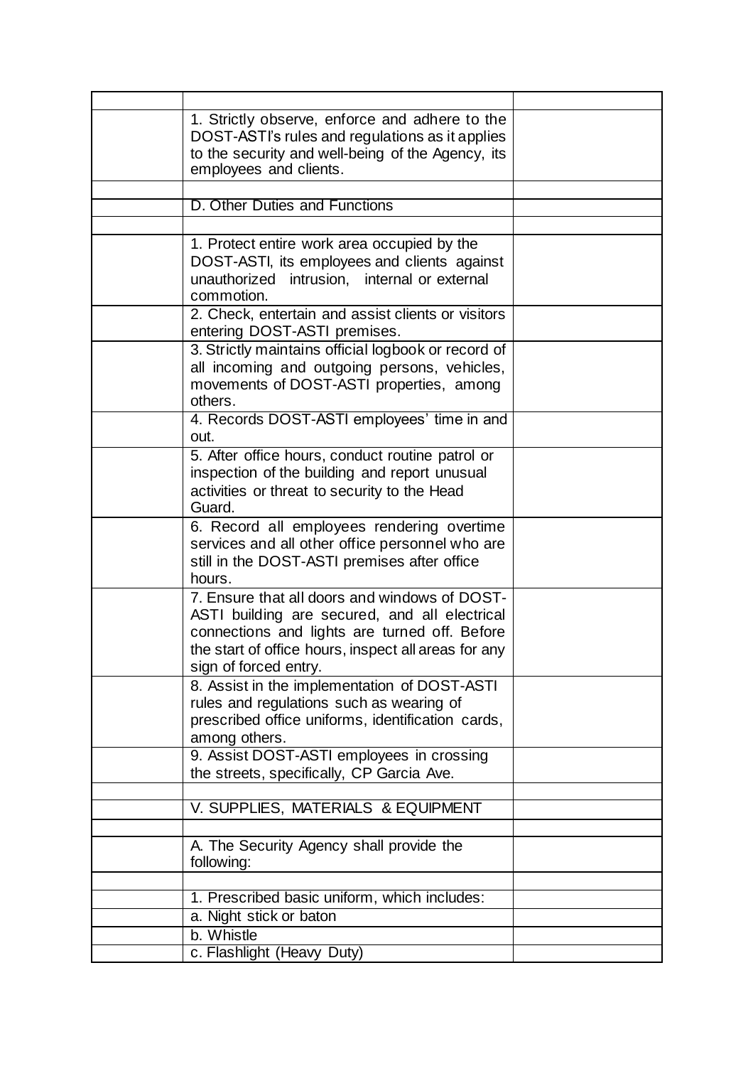| | | |
|---|---|---|
| | 1. Strictly observe, enforce and adhere to the DOST-ASTI's rules and regulations as it applies to the security and well-being of the Agency, its employees and clients. | |
| | | |
| | D. Other Duties and Functions | |
| | | |
| | 1. Protect entire work area occupied by the DOST-ASTI, its employees and clients against unauthorized intrusion, internal or external commotion. | |
| | 2. Check, entertain and assist clients or visitors entering DOST-ASTI premises. | |
| | 3. Strictly maintains official logbook or record of all incoming and outgoing persons, vehicles, movements of DOST-ASTI properties, among others. | |
| | 4. Records DOST-ASTI employees' time in and out. | |
| | 5. After office hours, conduct routine patrol or inspection of the building and report unusual activities or threat to security to the Head Guard. | |
| | 6. Record all employees rendering overtime services and all other office personnel who are still in the DOST-ASTI premises after office hours. | |
| | 7. Ensure that all doors and windows of DOST-ASTI building are secured, and all electrical connections and lights are turned off. Before the start of office hours, inspect all areas for any sign of forced entry. | |
| | 8. Assist in the implementation of DOST-ASTI rules and regulations such as wearing of prescribed office uniforms, identification cards, among others. | |
| | 9. Assist DOST-ASTI employees in crossing the streets, specifically, CP Garcia Ave. | |
| | | |
| | V. SUPPLIES, MATERIALS & EQUIPMENT | |
| | | |
| | A. The Security Agency shall provide the following: | |
| | | |
| | 1. Prescribed basic uniform, which includes: | |
| | a. Night stick or baton | |
| | b. Whistle | |
| | c. Flashlight (Heavy Duty) | |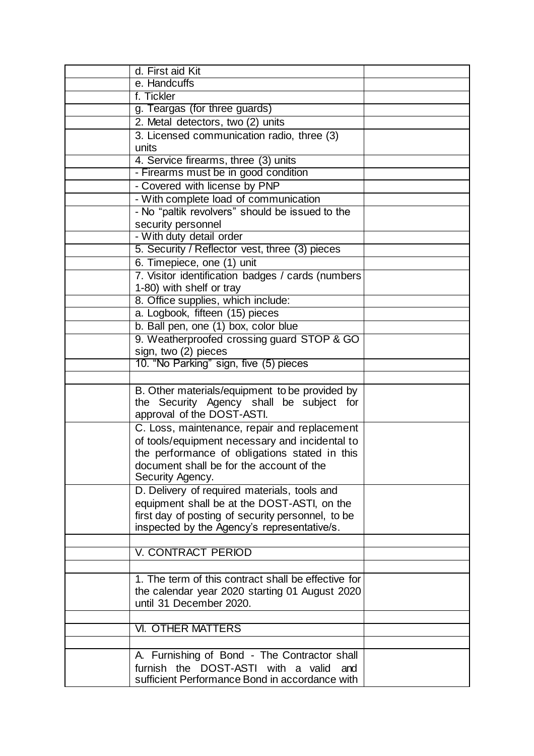| | | |
|---|---|---|
| | d. First aid Kit | |
| | e. Handcuffs | |
| | f. Tickler | |
| | g. Teargas (for three guards) | |
| | 2. Metal detectors, two (2) units | |
| | 3. Licensed communication radio, three (3) units | |
| | 4. Service firearms, three (3) units | |
| | - Firearms must be in good condition | |
| | - Covered with license by PNP | |
| | - With complete load of communication | |
| | - No "paltik revolvers" should be issued to the security personnel | |
| | - With duty detail order | |
| | 5. Security / Reflector vest, three (3) pieces | |
| | 6. Timepiece, one (1) unit | |
| | 7. Visitor identification badges / cards (numbers 1-80) with shelf or tray | |
| | 8. Office supplies, which include: | |
| | a. Logbook, fifteen (15) pieces | |
| | b. Ball pen, one (1) box, color blue | |
| | 9. Weatherproofed crossing guard STOP & GO sign, two (2) pieces | |
| | 10. "No Parking" sign, five (5) pieces | |
| | | |
| | B. Other materials/equipment to be provided by the Security Agency shall be subject for approval of the DOST-ASTI. | |
| | C. Loss, maintenance, repair and replacement of tools/equipment necessary and incidental to the performance of obligations stated in this document shall be for the account of the Security Agency. | |
| | D. Delivery of required materials, tools and equipment shall be at the DOST-ASTI, on the first day of posting of security personnel, to be inspected by the Agency's representative/s. | |
| | | |
| | V. CONTRACT PERIOD | |
| | | |
| | 1. The term of this contract shall be effective for the calendar year 2020 starting 01 August 2020 until 31 December 2020. | |
| | | |
| | VI. OTHER MATTERS | |
| | | |
| | A. Furnishing of Bond - The Contractor shall furnish the DOST-ASTI with a valid and sufficient Performance Bond in accordance with | |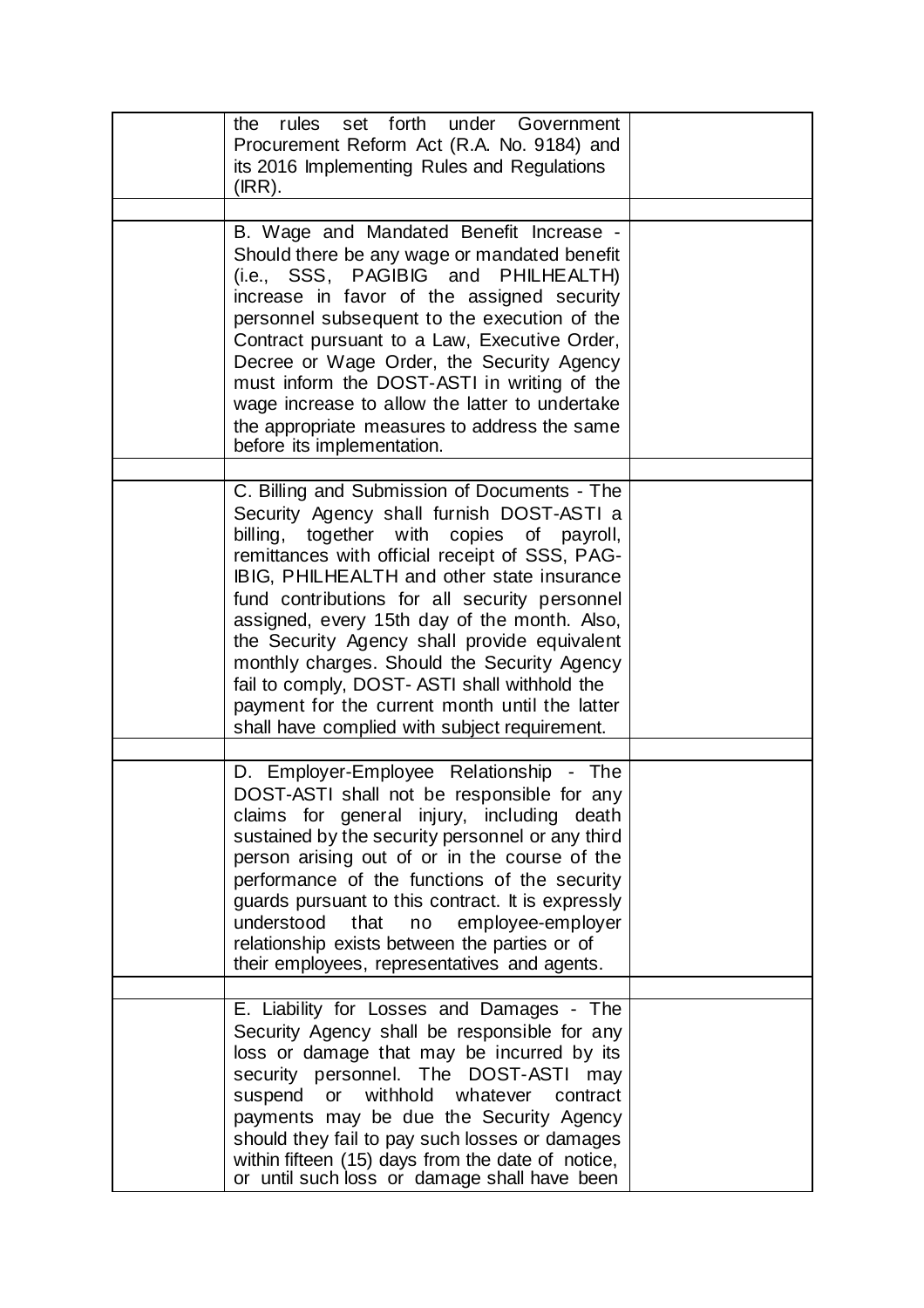| | | |
|---|---|---|
| | the rules set forth under Government Procurement Reform Act (R.A. No. 9184) and its 2016 Implementing Rules and Regulations (IRR). | |
| | | |
| | B. Wage and Mandated Benefit Increase - Should there be any wage or mandated benefit (i.e., SSS, PAGIBIG and PHILHEALTH) increase in favor of the assigned security personnel subsequent to the execution of the Contract pursuant to a Law, Executive Order, Decree or Wage Order, the Security Agency must inform the DOST-ASTI in writing of the wage increase to allow the latter to undertake the appropriate measures to address the same before its implementation. | |
| | | |
| | C. Billing and Submission of Documents - The Security Agency shall furnish DOST-ASTI a billing, together with copies of payroll, remittances with official receipt of SSS, PAG-IBIG, PHILHEALTH and other state insurance fund contributions for all security personnel assigned, every 15th day of the month. Also, the Security Agency shall provide equivalent monthly charges. Should the Security Agency fail to comply, DOST- ASTI shall withhold the payment for the current month until the latter shall have complied with subject requirement. | |
| | | |
| | D. Employer-Employee Relationship - The DOST-ASTI shall not be responsible for any claims for general injury, including death sustained by the security personnel or any third person arising out of or in the course of the performance of the functions of the security guards pursuant to this contract. It is expressly understood that no employee-employer relationship exists between the parties or of their employees, representatives and agents. | |
| | | |
| | E. Liability for Losses and Damages - The Security Agency shall be responsible for any loss or damage that may be incurred by its security personnel. The DOST-ASTI may suspend or withhold whatever contract payments may be due the Security Agency should they fail to pay such losses or damages within fifteen (15) days from the date of notice, or until such loss or damage shall have been | |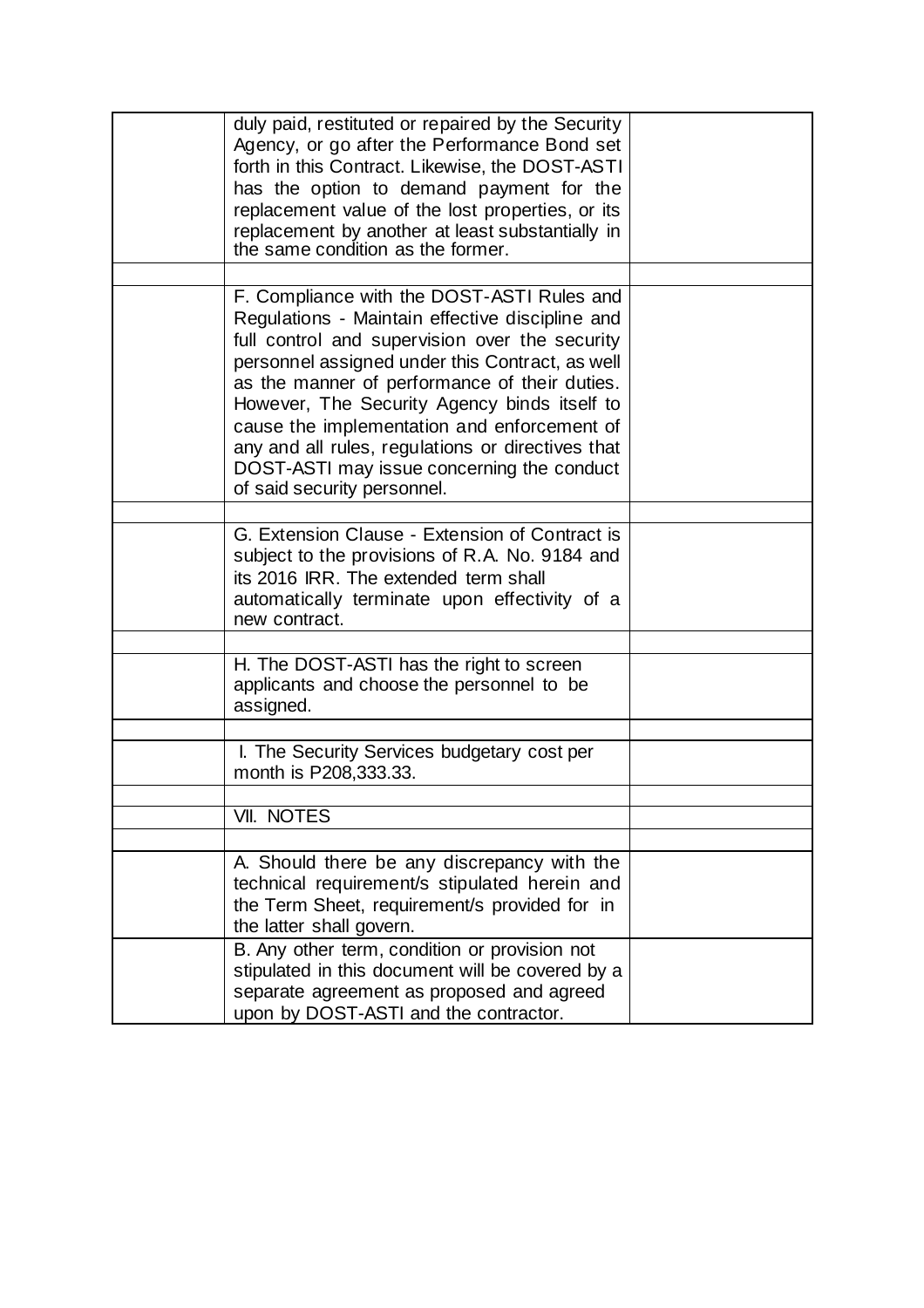| | | |
|---|---|---|
| | duly paid, restituted or repaired by the Security Agency, or go after the Performance Bond set forth in this Contract. Likewise, the DOST-ASTI has the option to demand payment for the replacement value of the lost properties, or its replacement by another at least substantially in the same condition as the former. | |
| | | |
| | F. Compliance with the DOST-ASTI Rules and Regulations - Maintain effective discipline and full control and supervision over the security personnel assigned under this Contract, as well as the manner of performance of their duties. However, The Security Agency binds itself to cause the implementation and enforcement of any and all rules, regulations or directives that DOST-ASTI may issue concerning the conduct of said security personnel. | |
| | | |
| | G. Extension Clause - Extension of Contract is subject to the provisions of R.A. No. 9184 and its 2016 IRR. The extended term shall automatically terminate upon effectivity of a new contract. | |
| | | |
| | H. The DOST-ASTI has the right to screen applicants and choose the personnel to be assigned. | |
| | | |
| | I. The Security Services budgetary cost per month is P208,333.33. | |
| | | |
| | VII. NOTES | |
| | | |
| | A. Should there be any discrepancy with the technical requirement/s stipulated herein and the Term Sheet, requirement/s provided for in the latter shall govern. | |
| | B. Any other term, condition or provision not stipulated in this document will be covered by a separate agreement as proposed and agreed upon by DOST-ASTI and the contractor. | |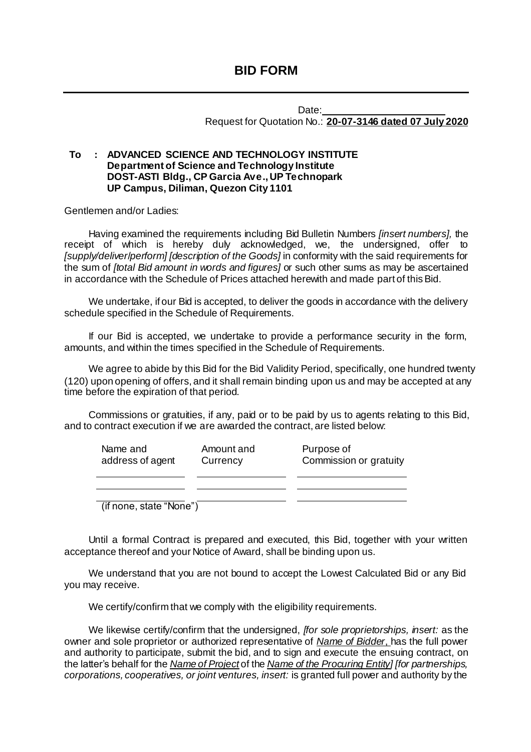# BID FORM

Date: ______________________

Request for Quotation No.: **20-07-3146 dated 07 July 2020**

**To : ADVANCED SCIENCE AND TECHNOLOGY INSTITUTE**
**Department of Science and Technology Institute**
**DOST-ASTI Bldg., CP Garcia Ave., UP Technopark**
**UP Campus, Diliman, Quezon City 1101**

Gentlemen and/or Ladies:

Having examined the requirements including Bid Bulletin Numbers *[insert numbers],* the receipt of which is hereby duly acknowledged, we, the undersigned, offer to *[supply/deliver/perform] [description of the Goods]* in conformity with the said requirements for the sum of *[total Bid amount in words and figures]* or such other sums as may be ascertained in accordance with the Schedule of Prices attached herewith and made part of this Bid.

We undertake, if our Bid is accepted, to deliver the goods in accordance with the delivery schedule specified in the Schedule of Requirements.

If our Bid is accepted, we undertake to provide a performance security in the form, amounts, and within the times specified in the Schedule of Requirements.

We agree to abide by this Bid for the Bid Validity Period, specifically, one hundred twenty (120) upon opening of offers, and it shall remain binding upon us and may be accepted at any time before the expiration of that period.

Commissions or gratuities, if any, paid or to be paid by us to agents relating to this Bid, and to contract execution if we are awarded the contract, are listed below:

| Name and address of agent | Amount and Currency | Purpose of Commission or gratuity |
|---|---|---|
| | | |
| | | |
| | | |

(if none, state "None")

Until a formal Contract is prepared and executed, this Bid, together with your written acceptance thereof and your Notice of Award, shall be binding upon us.

We understand that you are not bound to accept the Lowest Calculated Bid or any Bid you may receive.

We certify/confirm that we comply with the eligibility requirements.

We likewise certify/confirm that the undersigned, *[for sole proprietorships, insert:* as the owner and sole proprietor or authorized representative of *Name of Bidder*, has the full power and authority to participate, submit the bid, and to sign and execute the ensuing contract, on the latter's behalf for the *Name of Project* of the *Name of the Procuring Entity] [for partnerships, corporations, cooperatives, or joint ventures, insert:* is granted full power and authority by the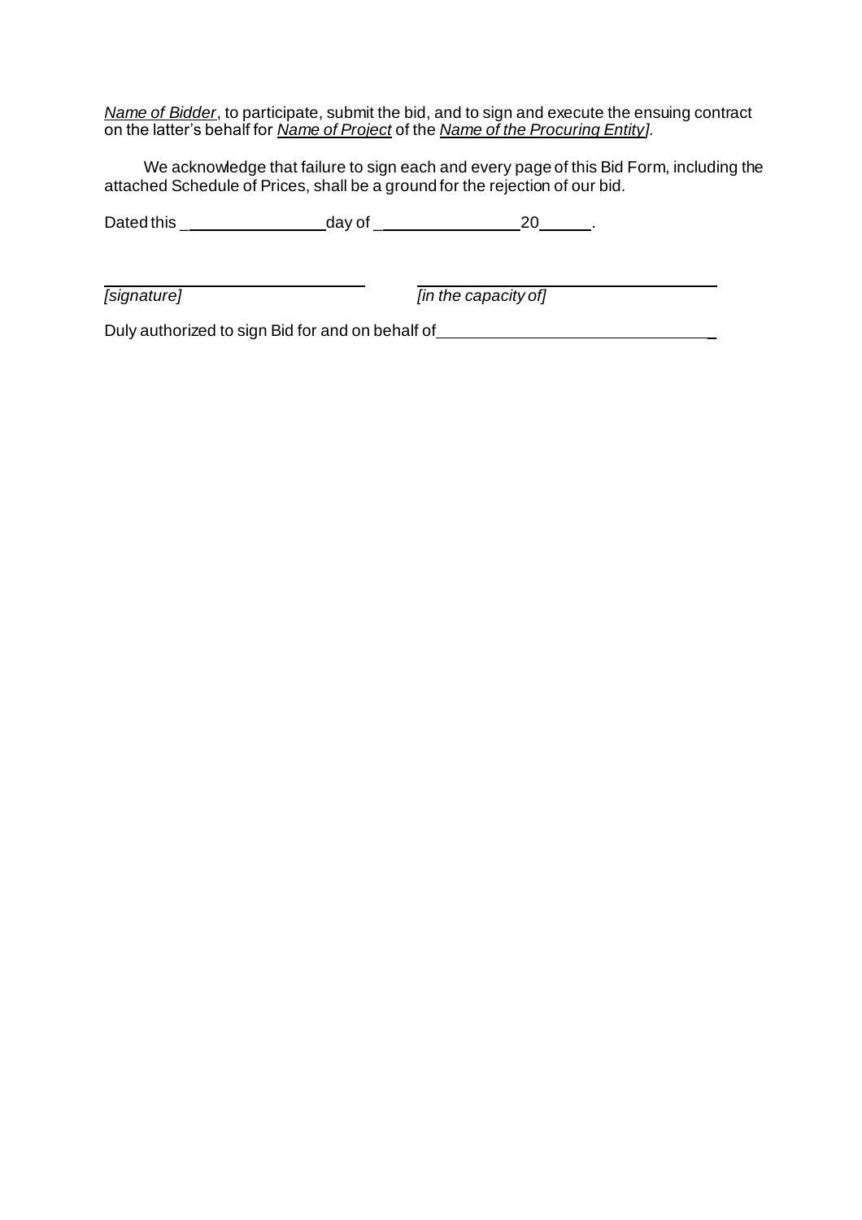*Name of Bidder*, to participate, submit the bid, and to sign and execute the ensuing contract on the latter's behalf for *Name of Project* of the *Name of the Procuring Entity].*

We acknowledge that failure to sign each and every page of this Bid Form, including the attached Schedule of Prices, shall be a ground for the rejection of our bid.

Dated this ________________ day of ________________ 20______.

_______________________________ _______________________________

*[signature]* *[in the capacity of]*

Duly authorized to sign Bid for and on behalf of ______________________________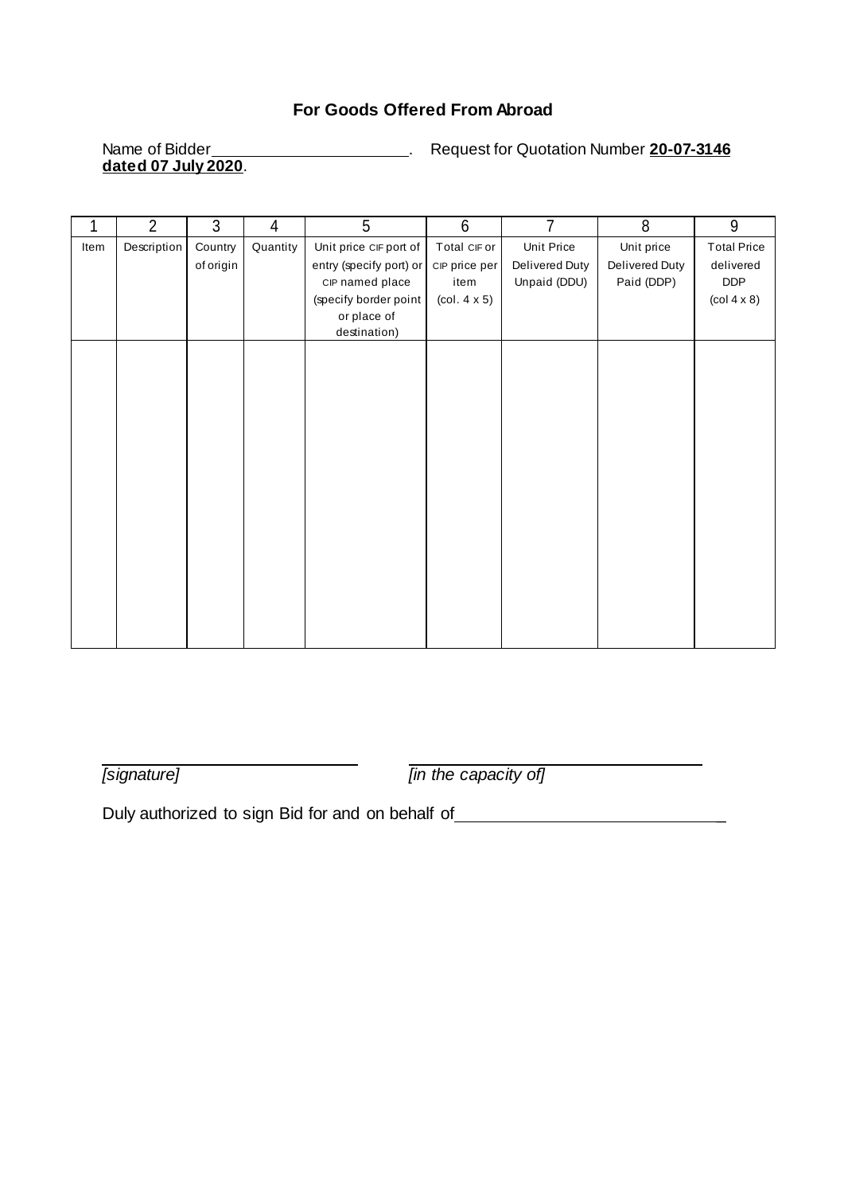## For Goods Offered From Abroad

Name of Bidder\_\_\_\_\_\_\_\_\_\_\_\_\_\_\_\_\_\_\_\_\_\_\_\_. Request for Quotation Number **20-07-3146 dated 07 July 2020**.

| 1 | 2 | 3 | 4 | 5 | 6 | 7 | 8 | 9 |
|---|---|---|---|---|---|---|---|---|
| Item | Description | Country of origin | Quantity | Unit price CIF port of entry (specify port) or CIP named place (specify border point or place of destination) | Total CIF or CIP price per item (col. 4 x 5) | Unit Price Delivered Duty Unpaid (DDU) | Unit price Delivered Duty Paid (DDP) | Total Price delivered DDP (col 4 x 8) |
| | | | | | | | | |

\_\_\_\_\_\_\_\_\_\_\_\_\_\_\_\_\_\_\_\_\_\_\_\_\_\_\_\_ \_\_\_\_\_\_\_\_\_\_\_\_\_\_\_\_\_\_\_\_\_\_\_\_\_\_\_\_\_\_\_\_
*[signature]* *[in the capacity of]*

Duly authorized to sign Bid for and on behalf of\_\_\_\_\_\_\_\_\_\_\_\_\_\_\_\_\_\_\_\_\_\_\_\_\_\_\_\_\_\_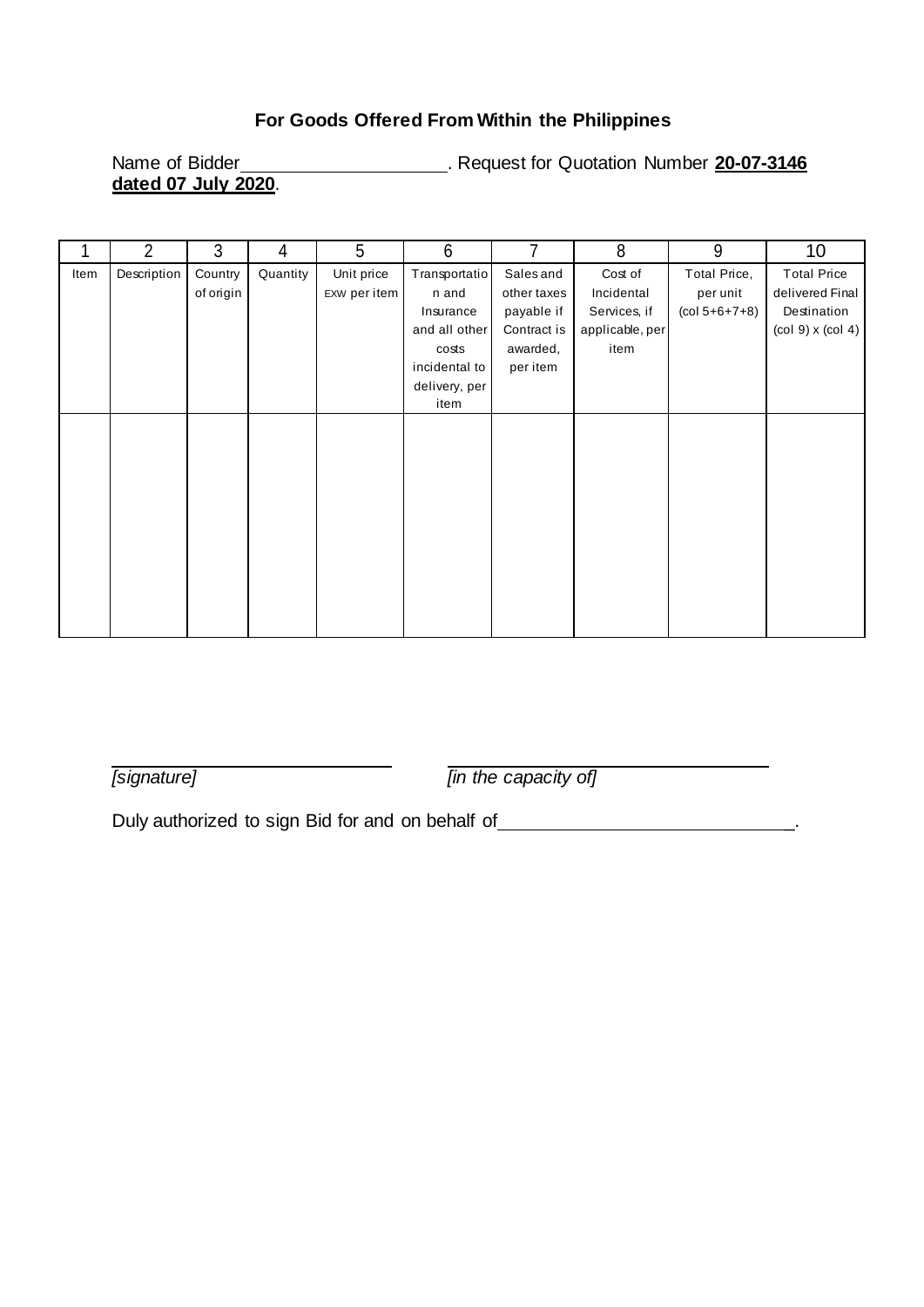**For Goods Offered From Within the Philippines**

Name of Bidder\_\_\_\_\_\_\_\_\_\_\_\_\_\_\_\_\_\_\_\_. Request for Quotation Number **20-07-3146 dated 07 July 2020**.

| 1 | 2 | 3 | 4 | 5 | 6 | 7 | 8 | 9 | 10 |
|---|---|---|---|---|---|---|---|---|---|
| Item | Description | Country of origin | Quantity | Unit price EXW per item | Transportation and Insurance and all other costs incidental to delivery, per item | Sales and other taxes payable if Contract is awarded, per item | Cost of Incidental Services, if applicable, per item | Total Price, per unit (col 5+6+7+8) | Total Price delivered Final Destination (col 9) x (col 4) |
| | | | | | | | | | |

\_\_\_\_\_\_\_\_\_\_\_\_\_\_\_\_\_\_\_\_\_\_\_\_\_\_ \_\_\_\_\_\_\_\_\_\_\_\_\_\_\_\_\_\_\_\_\_\_\_\_\_\_\_\_\_\_
*[signature]* *[in the capacity of]*

Duly authorized to sign Bid for and on behalf of\_\_\_\_\_\_\_\_\_\_\_\_\_\_\_\_\_\_\_\_\_\_\_\_\_\_\_\_\_.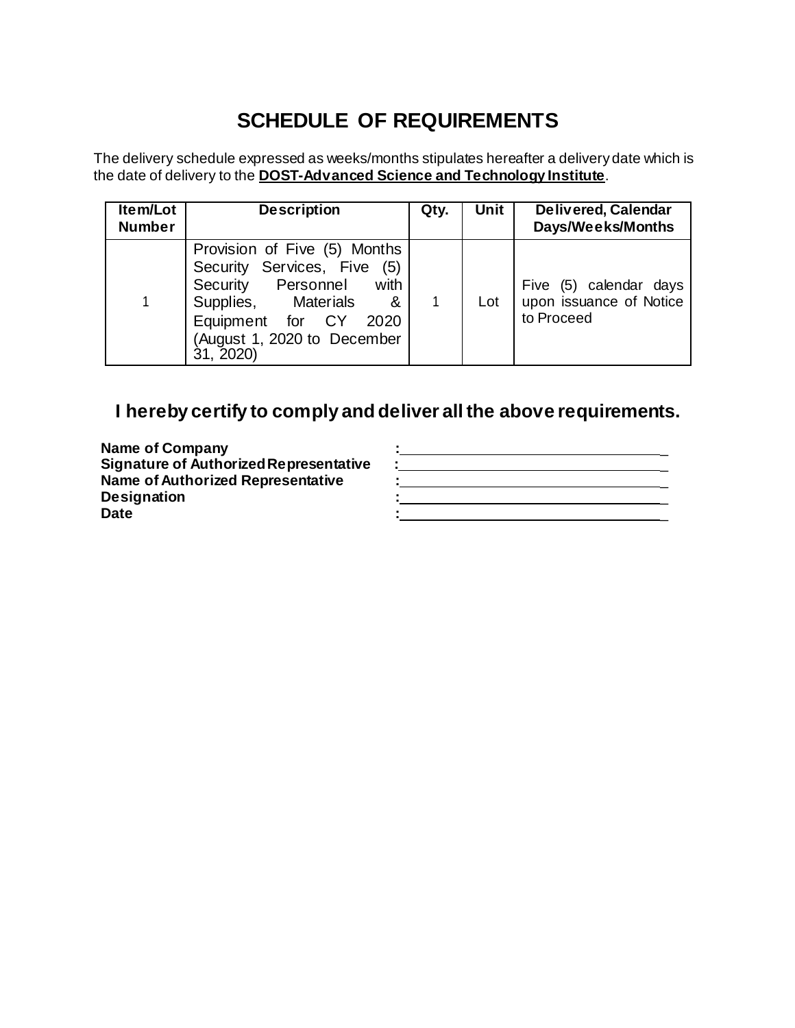# SCHEDULE OF REQUIREMENTS

The delivery schedule expressed as weeks/months stipulates hereafter a delivery date which is the date of delivery to the **DOST-Advanced Science and Technology Institute**.

| Item/Lot Number | Description | Qty. | Unit | Delivered, Calendar Days/Weeks/Months |
|---|---|---|---|---|
| 1 | Provision of Five (5) Months Security Services, Five (5) Security Personnel with Supplies, Materials & Equipment for CY 2020 (August 1, 2020 to December 31, 2020) | 1 | Lot | Five (5) calendar days upon issuance of Notice to Proceed |

## I hereby certify to comply and deliver all the above requirements.

**Name of Company** : ___________________________________

**Signature of Authorized Representative** : ___________________________________

**Name of Authorized Representative** : ___________________________________

**Designation** : ___________________________________

**Date** : ___________________________________